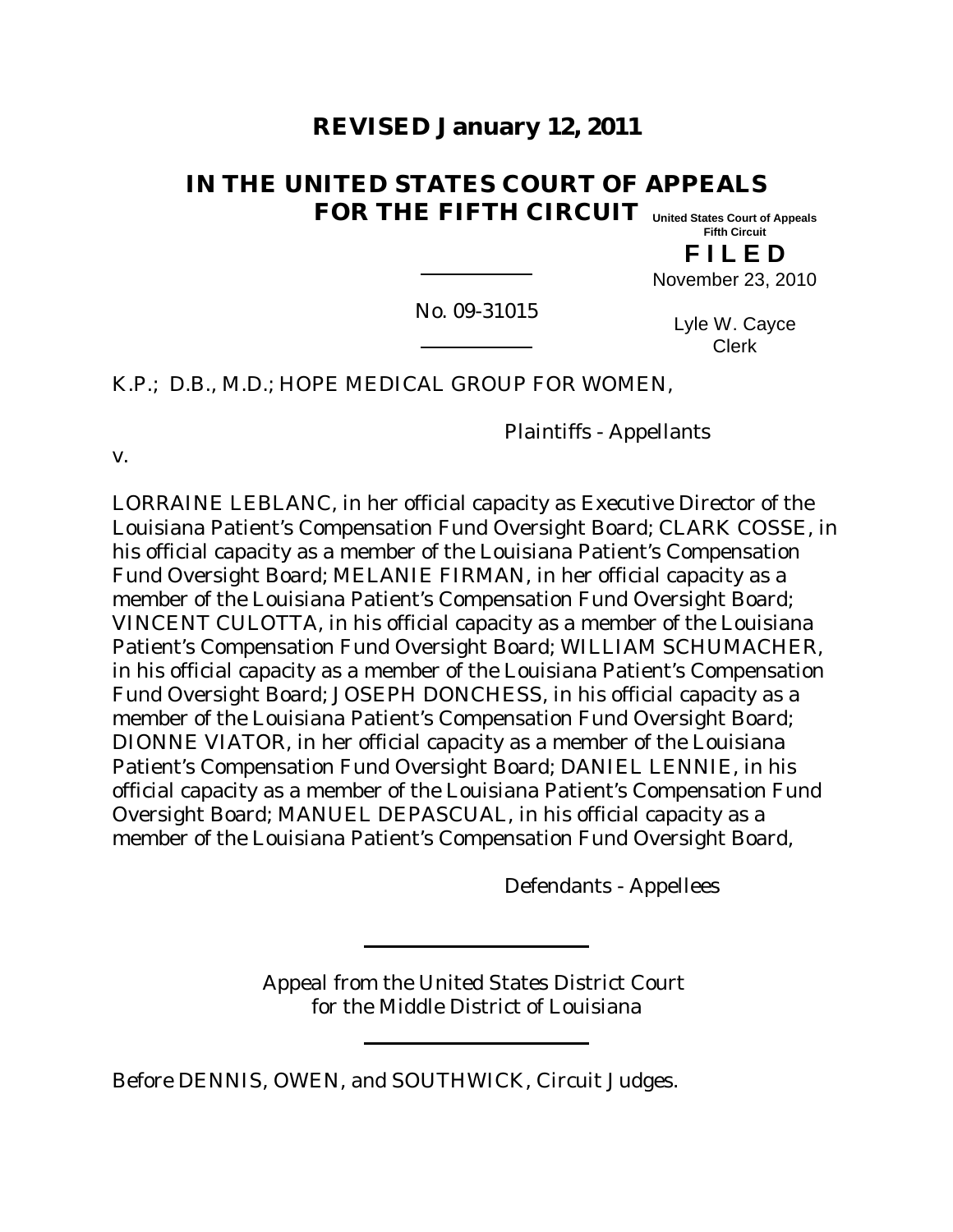# REVISED January 12, 2011

# IN THE UNITED STATES COURT OF APPEALS FOR THE FIFTH CIRCUIT

United States Court of Appeals
Fifth Circuit

**F I L E D**

November 23, 2010

Lyle W. Cayce
Clerk

No. 09-31015

K.P.; D.B., M.D.; HOPE MEDICAL GROUP FOR WOMEN,

Plaintiffs - Appellants

v.

LORRAINE LEBLANC, in her official capacity as Executive Director of the Louisiana Patient's Compensation Fund Oversight Board; CLARK COSSE, in his official capacity as a member of the Louisiana Patient's Compensation Fund Oversight Board; MELANIE FIRMAN, in her official capacity as a member of the Louisiana Patient's Compensation Fund Oversight Board; VINCENT CULOTTA, in his official capacity as a member of the Louisiana Patient's Compensation Fund Oversight Board; WILLIAM SCHUMACHER, in his official capacity as a member of the Louisiana Patient's Compensation Fund Oversight Board; JOSEPH DONCHESS, in his official capacity as a member of the Louisiana Patient's Compensation Fund Oversight Board; DIONNE VIATOR, in her official capacity as a member of the Louisiana Patient's Compensation Fund Oversight Board; DANIEL LENNIE, in his official capacity as a member of the Louisiana Patient's Compensation Fund Oversight Board; MANUEL DEPASCUAL, in his official capacity as a member of the Louisiana Patient's Compensation Fund Oversight Board,

Defendants - Appellees

Appeal from the United States District Court for the Middle District of Louisiana

Before DENNIS, OWEN, and SOUTHWICK, Circuit Judges.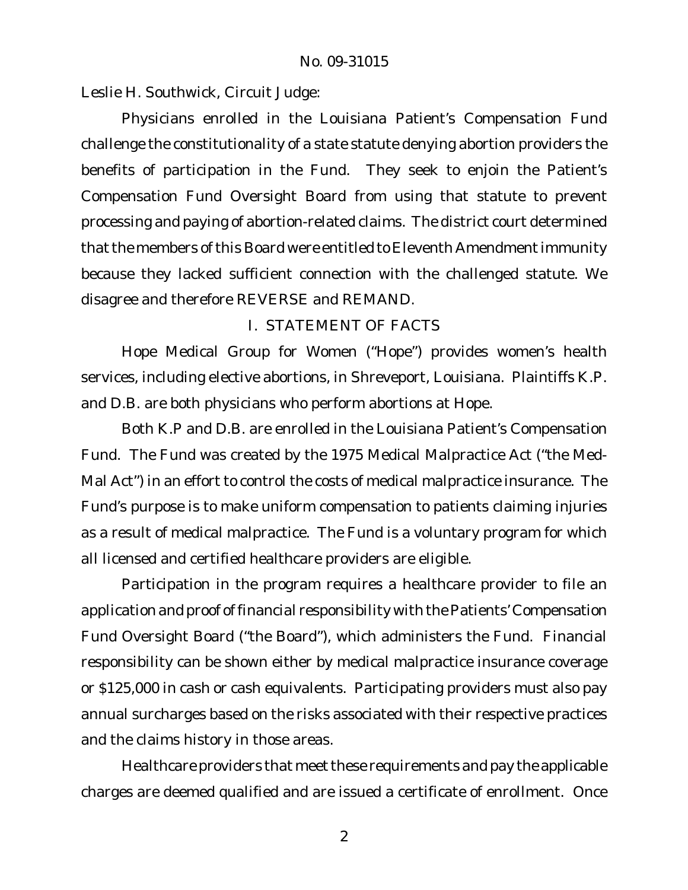Leslie H. Southwick, Circuit Judge:

Physicians enrolled in the Louisiana Patient's Compensation Fund challenge the constitutionality of a state statute denying abortion providers the benefits of participation in the Fund. They seek to enjoin the Patient's Compensation Fund Oversight Board from using that statute to prevent processing and paying of abortion-related claims. The district court determined that the members of this Board were entitled to Eleventh Amendment immunity because they lacked sufficient connection with the challenged statute. We disagree and therefore REVERSE and REMAND.

## I. STATEMENT OF FACTS

Hope Medical Group for Women ("Hope") provides women's health services, including elective abortions, in Shreveport, Louisiana. Plaintiffs K.P. and D.B. are both physicians who perform abortions at Hope.

Both K.P and D.B. are enrolled in the Louisiana Patient's Compensation Fund. The Fund was created by the 1975 Medical Malpractice Act ("the Med-Mal Act") in an effort to control the costs of medical malpractice insurance. The Fund's purpose is to make uniform compensation to patients claiming injuries as a result of medical malpractice. The Fund is a voluntary program for which all licensed and certified healthcare providers are eligible.

Participation in the program requires a healthcare provider to file an application and proof of financial responsibility with the Patients' Compensation Fund Oversight Board ("the Board"), which administers the Fund. Financial responsibility can be shown either by medical malpractice insurance coverage or $125,000 in cash or cash equivalents. Participating providers must also pay annual surcharges based on the risks associated with their respective practices and the claims history in those areas.

Healthcare providers that meet these requirements and pay the applicable charges are deemed qualified and are issued a certificate of enrollment. Once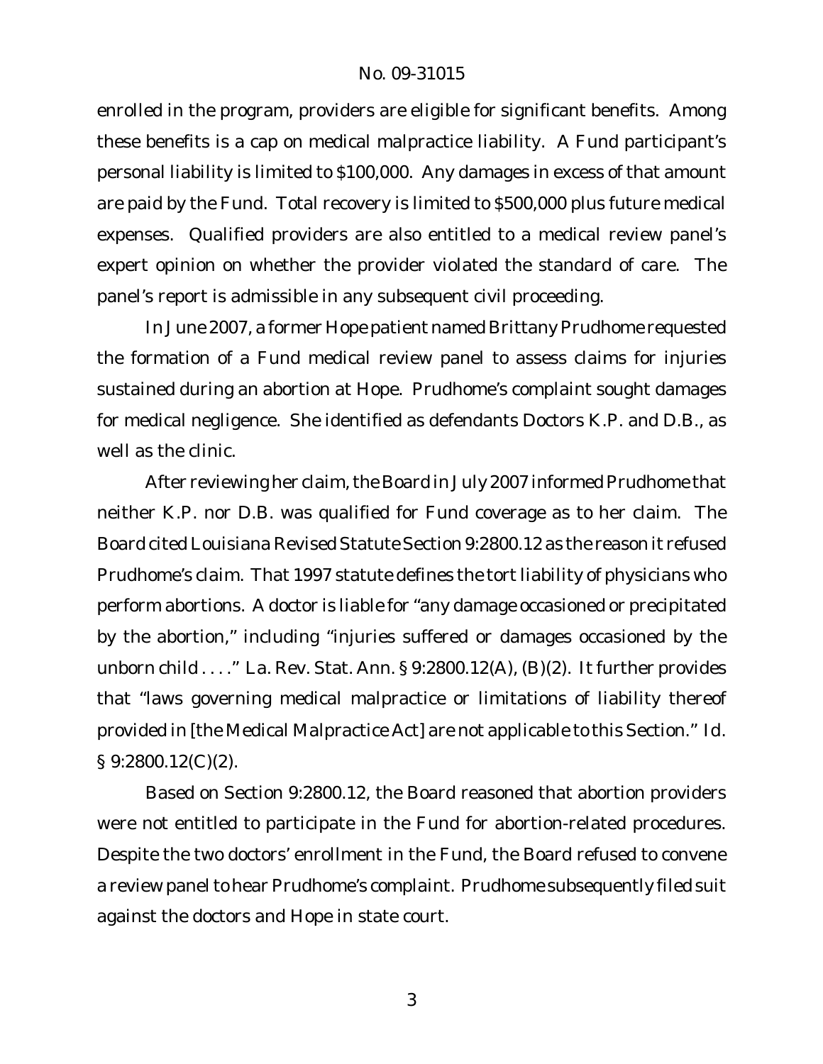enrolled in the program, providers are eligible for significant benefits. Among these benefits is a cap on medical malpractice liability. A Fund participant's personal liability is limited to $100,000. Any damages in excess of that amount are paid by the Fund. Total recovery is limited to $500,000 plus future medical expenses. Qualified providers are also entitled to a medical review panel's expert opinion on whether the provider violated the standard of care. The panel's report is admissible in any subsequent civil proceeding.

In June 2007, a former Hope patient named Brittany Prudhome requested the formation of a Fund medical review panel to assess claims for injuries sustained during an abortion at Hope. Prudhome's complaint sought damages for medical negligence. She identified as defendants Doctors K.P. and D.B., as well as the clinic.

After reviewing her claim, the Board in July 2007 informed Prudhome that neither K.P. nor D.B. was qualified for Fund coverage as to her claim. The Board cited Louisiana Revised Statute Section 9:2800.12 as the reason it refused Prudhome's claim. That 1997 statute defines the tort liability of physicians who perform abortions. A doctor is liable for "any damage occasioned or precipitated by the abortion," including "injuries suffered or damages occasioned by the unborn child . . . ." La. Rev. Stat. Ann. § 9:2800.12(A), (B)(2). It further provides that "laws governing medical malpractice or limitations of liability thereof provided in [the Medical Malpractice Act] are not applicable to this Section." *Id.* § 9:2800.12(C)(2).

Based on Section 9:2800.12, the Board reasoned that abortion providers were not entitled to participate in the Fund for abortion-related procedures. Despite the two doctors' enrollment in the Fund, the Board refused to convene a review panel to hear Prudhome's complaint. Prudhome subsequently filed suit against the doctors and Hope in state court.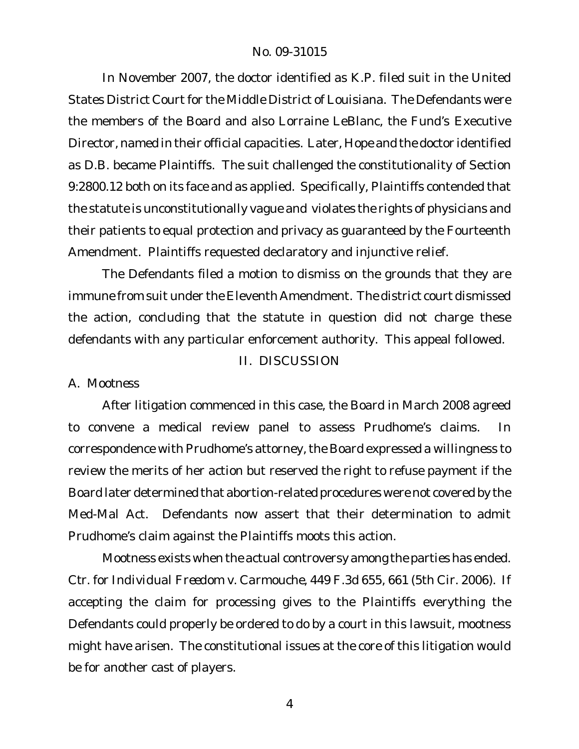In November 2007, the doctor identified as K.P. filed suit in the United States District Court for the Middle District of Louisiana. The Defendants were the members of the Board and also Lorraine LeBlanc, the Fund's Executive Director, named in their official capacities. Later, Hope and the doctor identified as D.B. became Plaintiffs. The suit challenged the constitutionality of Section 9:2800.12 both on its face and as applied. Specifically, Plaintiffs contended that the statute is unconstitutionally vague and violates the rights of physicians and their patients to equal protection and privacy as guaranteed by the Fourteenth Amendment. Plaintiffs requested declaratory and injunctive relief.

The Defendants filed a motion to dismiss on the grounds that they are immune from suit under the Eleventh Amendment. The district court dismissed the action, concluding that the statute in question did not charge these defendants with any particular enforcement authority. This appeal followed.

## II. DISCUSSION

### A. Mootness

After litigation commenced in this case, the Board in March 2008 agreed to convene a medical review panel to assess Prudhome's claims. In correspondence with Prudhome's attorney, the Board expressed a willingness to review the merits of her action but reserved the right to refuse payment if the Board later determined that abortion-related procedures were not covered by the Med-Mal Act. Defendants now assert that their determination to admit Prudhome's claim against the Plaintiffs moots this action.

Mootness exists when the actual controversy among the parties has ended. *Ctr. for Individual Freedom v. Carmouche*, 449 F.3d 655, 661 (5th Cir. 2006). If accepting the claim for processing gives to the Plaintiffs everything the Defendants could properly be ordered to do by a court in this lawsuit, mootness might have arisen. The constitutional issues at the core of this litigation would be for another cast of players.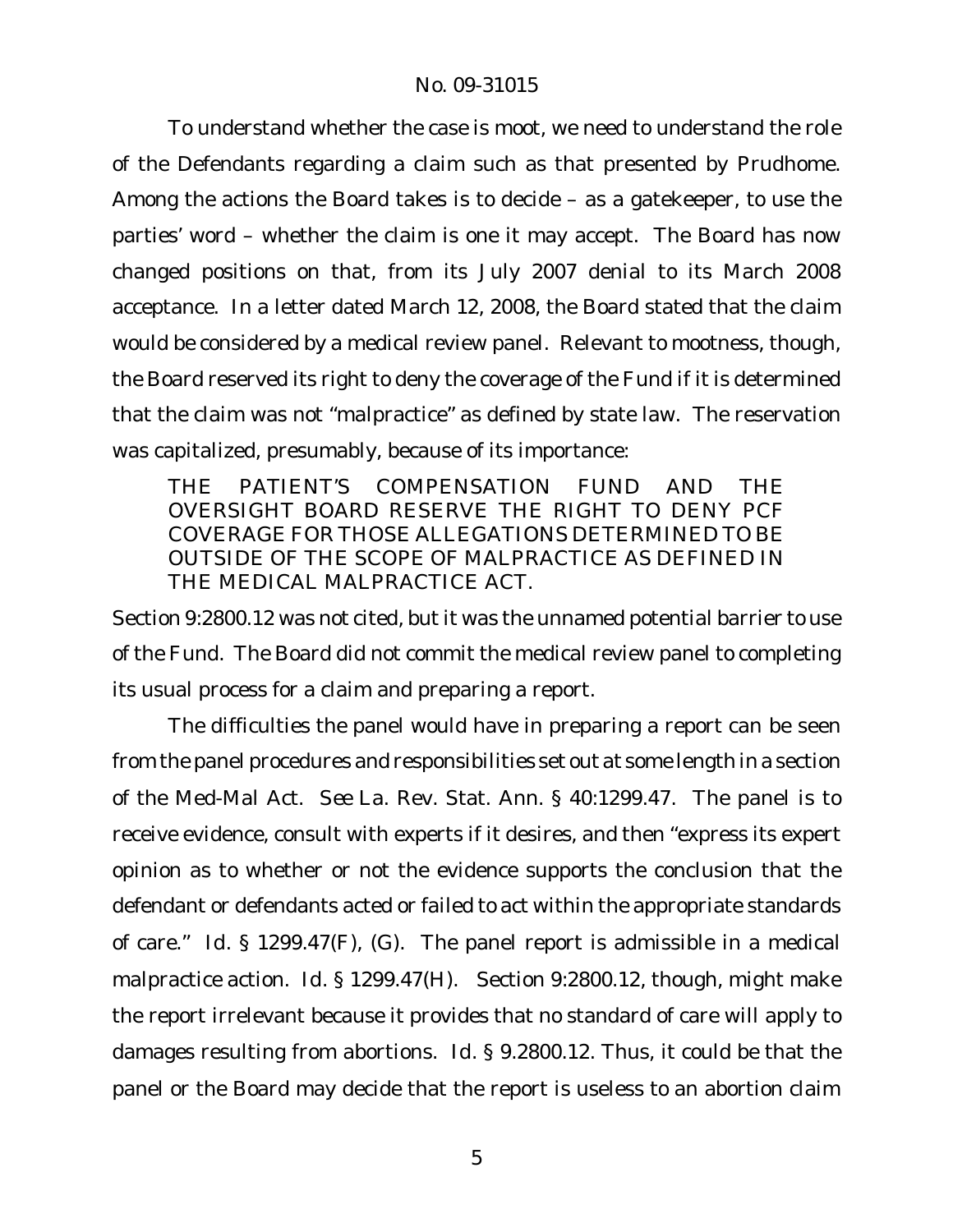To understand whether the case is moot, we need to understand the role of the Defendants regarding a claim such as that presented by Prudhome. Among the actions the Board takes is to decide – as a gatekeeper, to use the parties' word – whether the claim is one it may accept. The Board has now changed positions on that, from its July 2007 denial to its March 2008 acceptance. In a letter dated March 12, 2008, the Board stated that the claim would be considered by a medical review panel. Relevant to mootness, though, the Board reserved its right to deny the coverage of the Fund if it is determined that the claim was not "malpractice" as defined by state law. The reservation was capitalized, presumably, because of its importance:

> THE PATIENT'S COMPENSATION FUND AND THE OVERSIGHT BOARD RESERVE THE RIGHT TO DENY PCF COVERAGE FOR THOSE ALLEGATIONS DETERMINED TO BE OUTSIDE OF THE SCOPE OF MALPRACTICE AS DEFINED IN THE MEDICAL MALPRACTICE ACT.

Section 9:2800.12 was not cited, but it was the unnamed potential barrier to use of the Fund. The Board did not commit the medical review panel to completing its usual process for a claim and preparing a report.

The difficulties the panel would have in preparing a report can be seen from the panel procedures and responsibilities set out at some length in a section of the Med-Mal Act. *See* La. Rev. Stat. Ann. § 40:1299.47. The panel is to receive evidence, consult with experts if it desires, and then "express its expert opinion as to whether or not the evidence supports the conclusion that the defendant or defendants acted or failed to act within the appropriate standards of care." *Id.* § 1299.47(F), (G). The panel report is admissible in a medical malpractice action. *Id.* § 1299.47(H). Section 9:2800.12, though, might make the report irrelevant because it provides that no standard of care will apply to damages resulting from abortions. *Id.* § 9.2800.12. Thus, it could be that the panel or the Board may decide that the report is useless to an abortion claim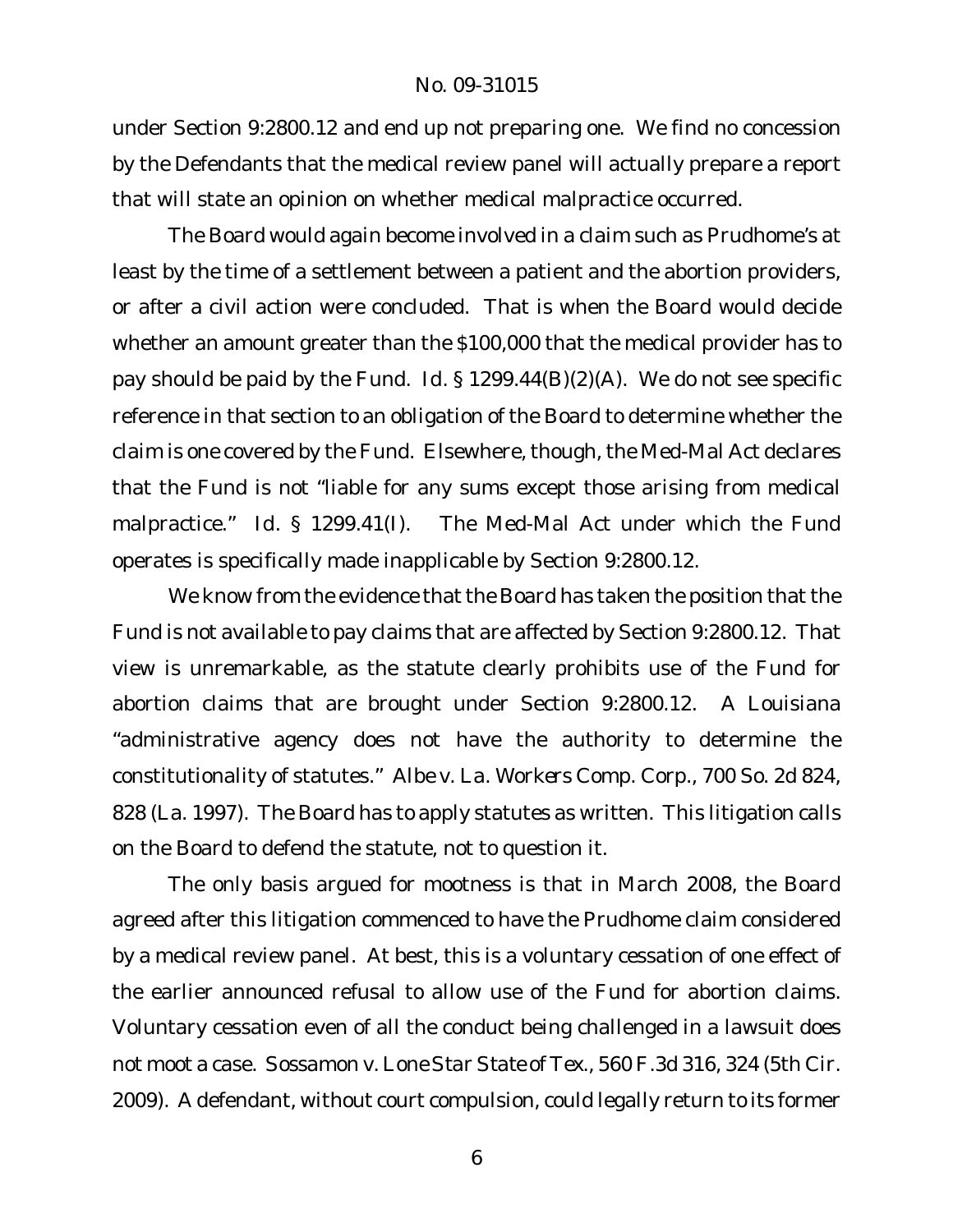under Section 9:2800.12 and end up not preparing one. We find no concession by the Defendants that the medical review panel will actually prepare a report that will state an opinion on whether medical malpractice occurred.

The Board would again become involved in a claim such as Prudhome's at least by the time of a settlement between a patient and the abortion providers, or after a civil action were concluded. That is when the Board would decide whether an amount greater than the $100,000 that the medical provider has to pay should be paid by the Fund. *Id.* § 1299.44(B)(2)(A). We do not see specific reference in that section to an obligation of the Board to determine whether the claim is one covered by the Fund. Elsewhere, though, the Med-Mal Act declares that the Fund is not "liable for any sums except those arising from medical malpractice." *Id.* § 1299.41(I). The Med-Mal Act under which the Fund operates is specifically made inapplicable by Section 9:2800.12.

We know from the evidence that the Board has taken the position that the Fund is not available to pay claims that are affected by Section 9:2800.12. That view is unremarkable, as the statute clearly prohibits use of the Fund for abortion claims that are brought under Section 9:2800.12. A Louisiana "administrative agency does not have the authority to determine the constitutionality of statutes." *Albe v. La. Workers Comp. Corp.*, 700 So. 2d 824, 828 (La. 1997). The Board has to apply statutes as written. This litigation calls on the Board to defend the statute, not to question it.

The only basis argued for mootness is that in March 2008, the Board agreed after this litigation commenced to have the Prudhome claim considered by a medical review panel. At best, this is a voluntary cessation of one effect of the earlier announced refusal to allow use of the Fund for abortion claims. Voluntary cessation even of all the conduct being challenged in a lawsuit does not moot a case. *Sossamon v. Lone Star State of Tex.*, 560 F.3d 316, 324 (5th Cir. 2009). A defendant, without court compulsion, could legally return to its former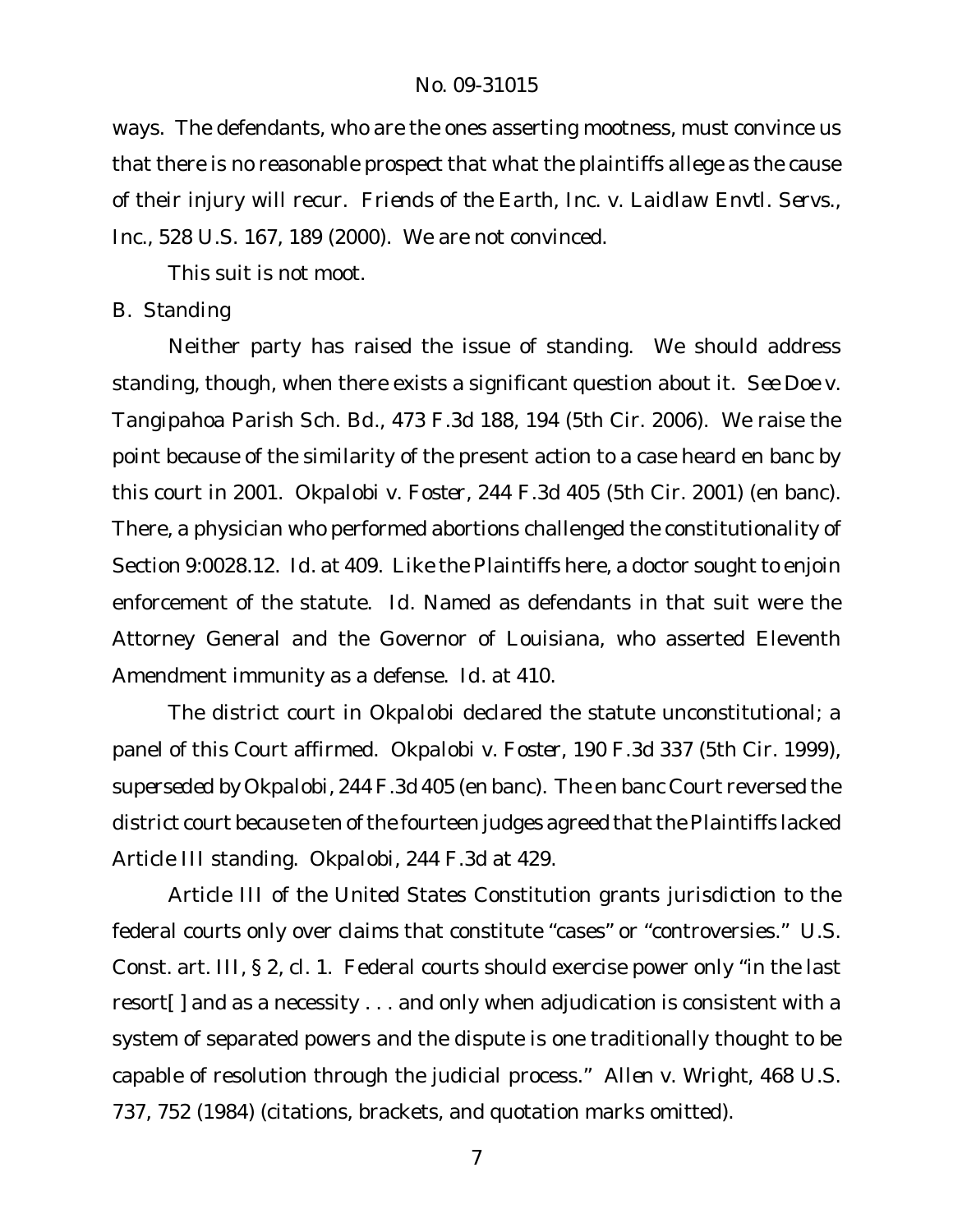ways. The defendants, who are the ones asserting mootness, must convince us that there is no reasonable prospect that what the plaintiffs allege as the cause of their injury will recur. *Friends of the Earth, Inc. v. Laidlaw Envtl. Servs., Inc.*, 528 U.S. 167, 189 (2000). We are not convinced.

This suit is not moot.

B. Standing

Neither party has raised the issue of standing. We should address standing, though, when there exists a significant question about it. *See Doe v. Tangipahoa Parish Sch. Bd.*, 473 F.3d 188, 194 (5th Cir. 2006). We raise the point because of the similarity of the present action to a case heard en banc by this court in 2001. *Okpalobi v. Foster*, 244 F.3d 405 (5th Cir. 2001) (en banc). There, a physician who performed abortions challenged the constitutionality of Section 9:0028.12. *Id.* at 409. Like the Plaintiffs here, a doctor sought to enjoin enforcement of the statute. *Id.* Named as defendants in that suit were the Attorney General and the Governor of Louisiana, who asserted Eleventh Amendment immunity as a defense. *Id.* at 410.

The district court in *Okpalobi* declared the statute unconstitutional; a panel of this Court affirmed. *Okpalobi v. Foster*, 190 F.3d 337 (5th Cir. 1999), *superseded by Okpalobi*, 244 F.3d 405 (en banc). The en banc Court reversed the district court because ten of the fourteen judges agreed that the Plaintiffs lacked Article III standing. *Okpalobi*, 244 F.3d at 429.

Article III of the United States Constitution grants jurisdiction to the federal courts only over claims that constitute "cases" or "controversies." U.S. Const. art. III, § 2, cl. 1. Federal courts should exercise power only "in the last resort[ ] and as a necessity . . . and only when adjudication is consistent with a system of separated powers and the dispute is one traditionally thought to be capable of resolution through the judicial process." *Allen v. Wright*, 468 U.S. 737, 752 (1984) (citations, brackets, and quotation marks omitted).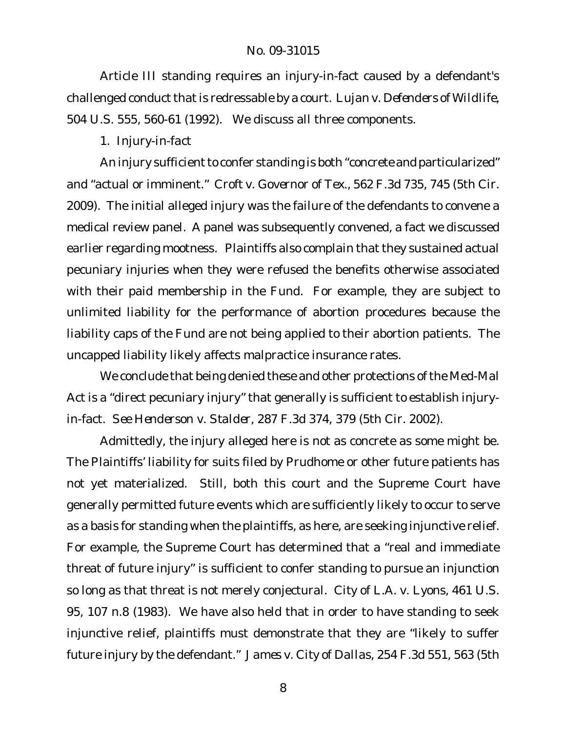Article III standing requires an injury-in-fact caused by a defendant's challenged conduct that is redressable by a court. *Lujan v. Defenders of Wildlife*, 504 U.S. 555, 560-61 (1992). We discuss all three components.

1. Injury-in-fact

An injury sufficient to confer standing is both "concrete and particularized" and "actual or imminent." *Croft v. Governor of Tex.*, 562 F.3d 735, 745 (5th Cir. 2009). The initial alleged injury was the failure of the defendants to convene a medical review panel. A panel was subsequently convened, a fact we discussed earlier regarding mootness. Plaintiffs also complain that they sustained actual pecuniary injuries when they were refused the benefits otherwise associated with their paid membership in the Fund. For example, they are subject to unlimited liability for the performance of abortion procedures because the liability caps of the Fund are not being applied to their abortion patients. The uncapped liability likely affects malpractice insurance rates.

We conclude that being denied these and other protections of the Med-Mal Act is a "direct pecuniary injury" that generally is sufficient to establish injury-in-fact. *See Henderson v. Stalder*, 287 F.3d 374, 379 (5th Cir. 2002).

Admittedly, the injury alleged here is not as concrete as some might be. The Plaintiffs' liability for suits filed by Prudhome or other future patients has not yet materialized. Still, both this court and the Supreme Court have generally permitted future events which are sufficiently likely to occur to serve as a basis for standing when the plaintiffs, as here, are seeking injunctive relief. For example, the Supreme Court has determined that a "real and immediate threat of future injury" is sufficient to confer standing to pursue an injunction so long as that threat is not merely conjectural. *City of L.A. v. Lyons*, 461 U.S. 95, 107 n.8 (1983). We have also held that in order to have standing to seek injunctive relief, plaintiffs must demonstrate that they are "likely to suffer future injury by the defendant." *James v. City of Dallas*, 254 F.3d 551, 563 (5th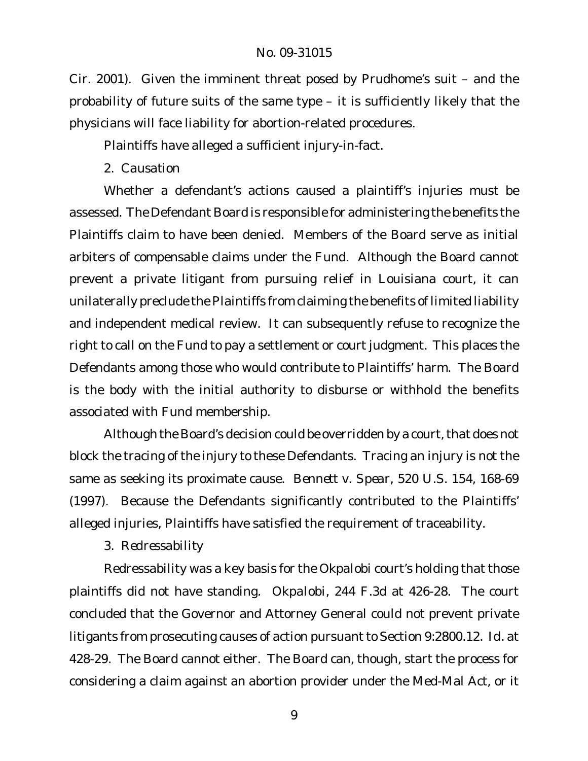Cir. 2001). Given the imminent threat posed by Prudhome's suit – and the probability of future suits of the same type – it is sufficiently likely that the physicians will face liability for abortion-related procedures.

Plaintiffs have alleged a sufficient injury-in-fact.

2. *Causation*

Whether a defendant's actions caused a plaintiff's injuries must be assessed. The Defendant Board is responsible for administering the benefits the Plaintiffs claim to have been denied. Members of the Board serve as initial arbiters of compensable claims under the Fund. Although the Board cannot prevent a private litigant from pursuing relief in Louisiana court, it can unilaterally preclude the Plaintiffs from claiming the benefits of limited liability and independent medical review. It can subsequently refuse to recognize the right to call on the Fund to pay a settlement or court judgment. This places the Defendants among those who would contribute to Plaintiffs' harm. The Board is the body with the initial authority to disburse or withhold the benefits associated with Fund membership.

Although the Board's decision could be overridden by a court, that does not block the tracing of the injury to these Defendants. Tracing an injury is not the same as seeking its proximate cause. *Bennett v. Spear*, 520 U.S. 154, 168-69 (1997). Because the Defendants significantly contributed to the Plaintiffs' alleged injuries, Plaintiffs have satisfied the requirement of traceability.

3. *Redressability*

Redressability was a key basis for the *Okpalobi* court's holding that those plaintiffs did not have standing. *Okpalobi*, 244 F.3d at 426-28. The court concluded that the Governor and Attorney General could not prevent private litigants from prosecuting causes of action pursuant to Section 9:2800.12. *Id.* at 428-29. The Board cannot either. The Board can, though, start the process for considering a claim against an abortion provider under the Med-Mal Act, or it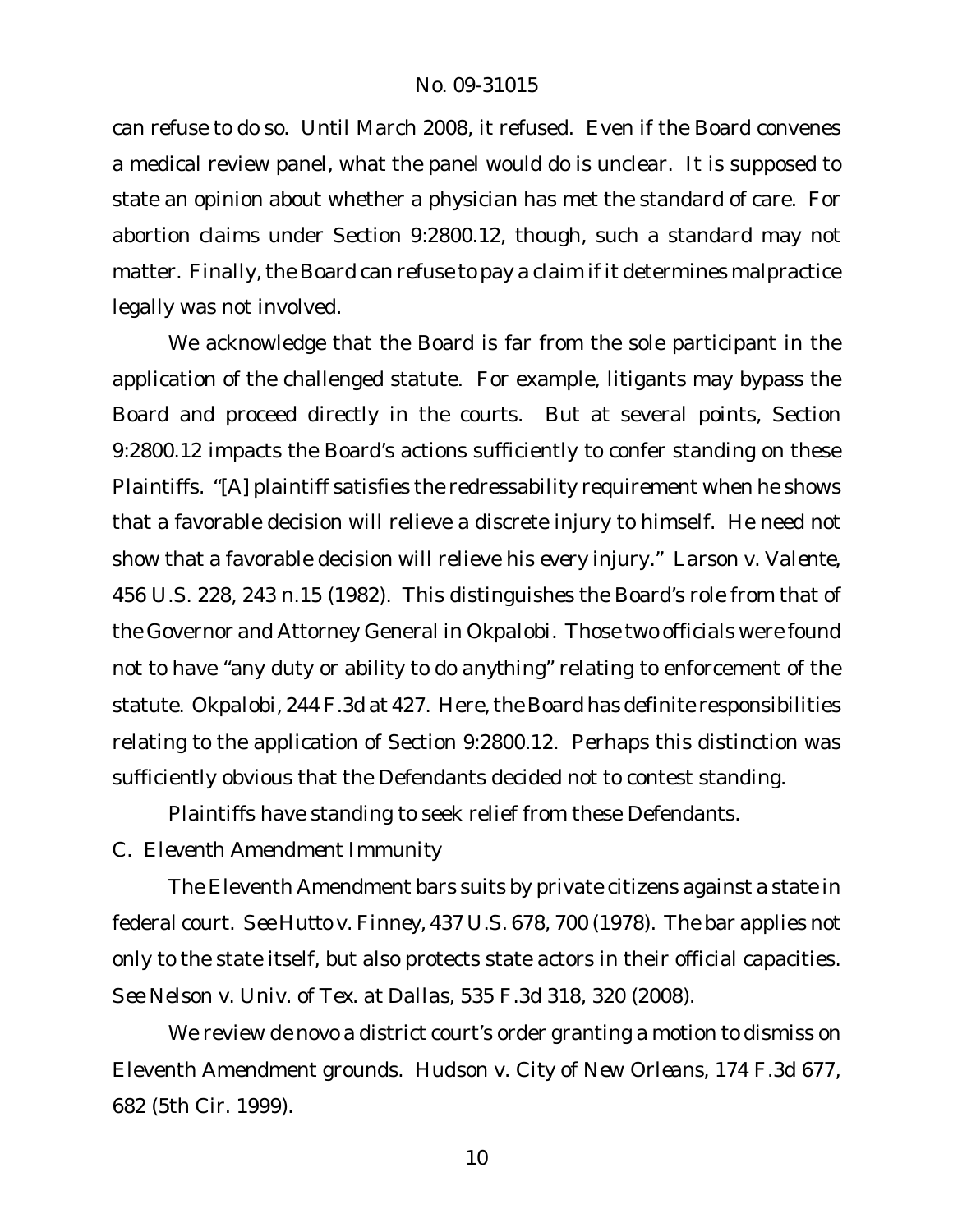can refuse to do so. Until March 2008, it refused. Even if the Board convenes a medical review panel, what the panel would do is unclear. It is supposed to state an opinion about whether a physician has met the standard of care. For abortion claims under Section 9:2800.12, though, such a standard may not matter. Finally, the Board can refuse to pay a claim if it determines malpractice legally was not involved.

We acknowledge that the Board is far from the sole participant in the application of the challenged statute. For example, litigants may bypass the Board and proceed directly in the courts. But at several points, Section 9:2800.12 impacts the Board's actions sufficiently to confer standing on these Plaintiffs. "[A] plaintiff satisfies the redressability requirement when he shows that a favorable decision will relieve a discrete injury to himself. He need not show that a favorable decision will relieve his *every* injury." *Larson v. Valente*, 456 U.S. 228, 243 n.15 (1982). This distinguishes the Board's role from that of the Governor and Attorney General in *Okpalobi*. Those two officials were found not to have "any duty or ability to do anything" relating to enforcement of the statute. *Okpalobi*, 244 F.3d at 427. Here, the Board has definite responsibilities relating to the application of Section 9:2800.12. Perhaps this distinction was sufficiently obvious that the Defendants decided not to contest standing.

Plaintiffs have standing to seek relief from these Defendants.

### C. *Eleventh Amendment Immunity*

The Eleventh Amendment bars suits by private citizens against a state in federal court. *See Hutto v. Finney*, 437 U.S. 678, 700 (1978). The bar applies not only to the state itself, but also protects state actors in their official capacities. *See Nelson v. Univ. of Tex. at Dallas*, 535 F.3d 318, 320 (2008).

We review *de novo* a district court's order granting a motion to dismiss on Eleventh Amendment grounds. *Hudson v. City of New Orleans*, 174 F.3d 677, 682 (5th Cir. 1999).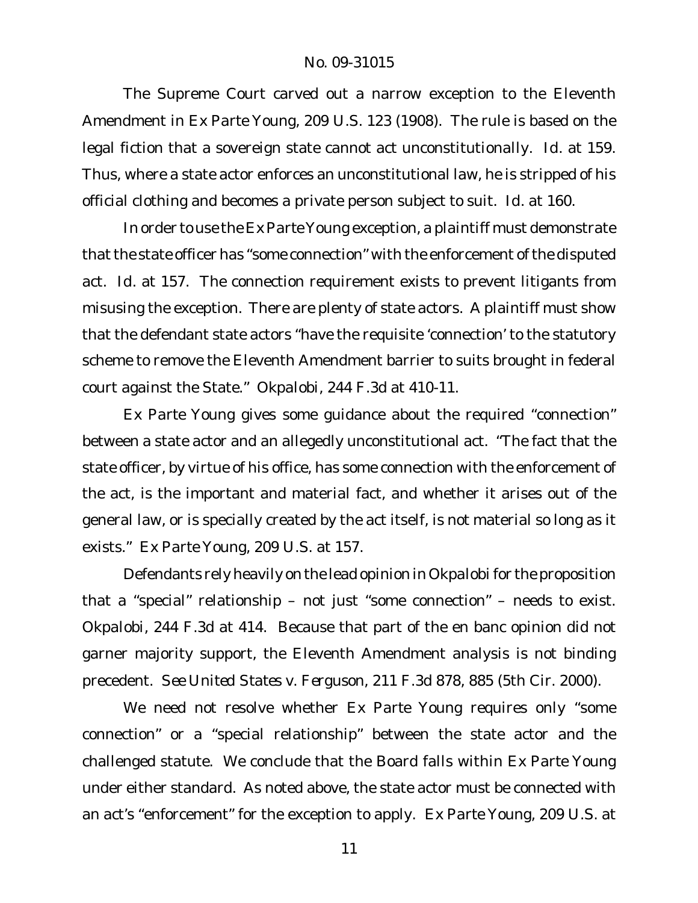The Supreme Court carved out a narrow exception to the Eleventh Amendment in *Ex Parte Young*, 209 U.S. 123 (1908). The rule is based on the legal fiction that a sovereign state cannot act unconstitutionally. *Id.* at 159. Thus, where a state actor enforces an unconstitutional law, he is stripped of his official clothing and becomes a private person subject to suit. *Id.* at 160.

In order to use the *Ex Parte Young* exception, a plaintiff must demonstrate that the state officer has "some connection" with the enforcement of the disputed act. *Id.* at 157. The connection requirement exists to prevent litigants from misusing the exception. There are plenty of state actors. A plaintiff must show that the defendant state actors "have the requisite 'connection' to the statutory scheme to remove the Eleventh Amendment barrier to suits brought in federal court against the State." *Okpalobi*, 244 F.3d at 410-11.

*Ex Parte Young* gives some guidance about the required "connection" between a state actor and an allegedly unconstitutional act. "The fact that the state officer, by virtue of his office, has some connection with the enforcement of the act, is the important and material fact, and whether it arises out of the general law, or is specially created by the act itself, is not material so long as it exists." *Ex Parte Young*, 209 U.S. at 157.

Defendants rely heavily on the lead opinion in *Okpalobi* for the proposition that a "special" relationship – not just "some connection" – needs to exist. *Okpalobi*, 244 F.3d at 414. Because that part of the en banc opinion did not garner majority support, the Eleventh Amendment analysis is not binding precedent. *See United States v. Ferguson*, 211 F.3d 878, 885 (5th Cir. 2000).

We need not resolve whether *Ex Parte Young* requires only "some connection" or a "special relationship" between the state actor and the challenged statute. We conclude that the Board falls within *Ex Parte Young* under either standard. As noted above, the state actor must be connected with an act's "enforcement" for the exception to apply. *Ex Parte Young*, 209 U.S. at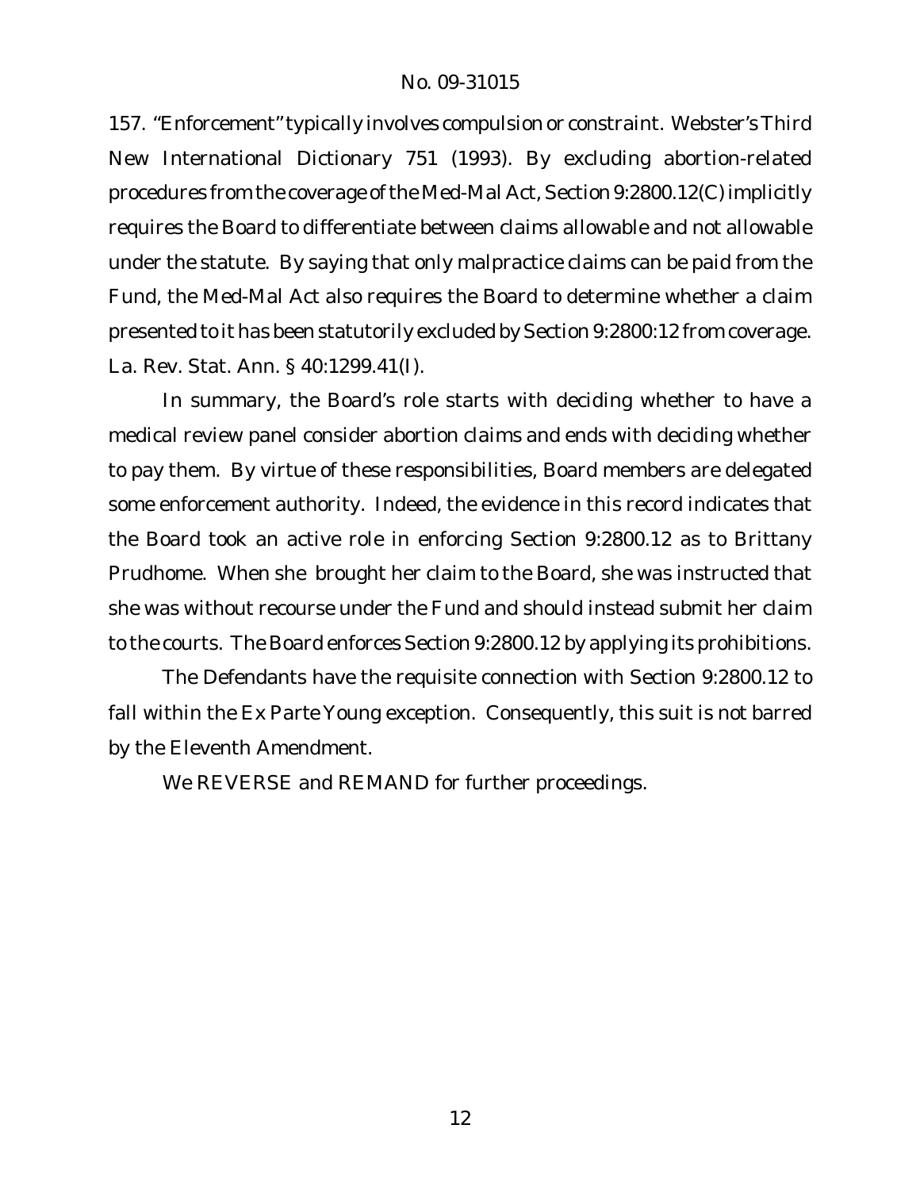157. "Enforcement" typically involves compulsion or constraint. Webster's Third New International Dictionary 751 (1993). By excluding abortion-related procedures from the coverage of the Med-Mal Act, Section 9:2800.12(C) implicitly requires the Board to differentiate between claims allowable and not allowable under the statute. By saying that only malpractice claims can be paid from the Fund, the Med-Mal Act also requires the Board to determine whether a claim presented to it has been statutorily excluded by Section 9:2800:12 from coverage. La. Rev. Stat. Ann. § 40:1299.41(I).

In summary, the Board's role starts with deciding whether to have a medical review panel consider abortion claims and ends with deciding whether to pay them. By virtue of these responsibilities, Board members are delegated some enforcement authority. Indeed, the evidence in this record indicates that the Board took an active role in enforcing Section 9:2800.12 as to Brittany Prudhome. When she brought her claim to the Board, she was instructed that she was without recourse under the Fund and should instead submit her claim to the courts. The Board enforces Section 9:2800.12 by applying its prohibitions.

The Defendants have the requisite connection with Section 9:2800.12 to fall within the *Ex Parte Young* exception. Consequently, this suit is not barred by the Eleventh Amendment.

We REVERSE and REMAND for further proceedings.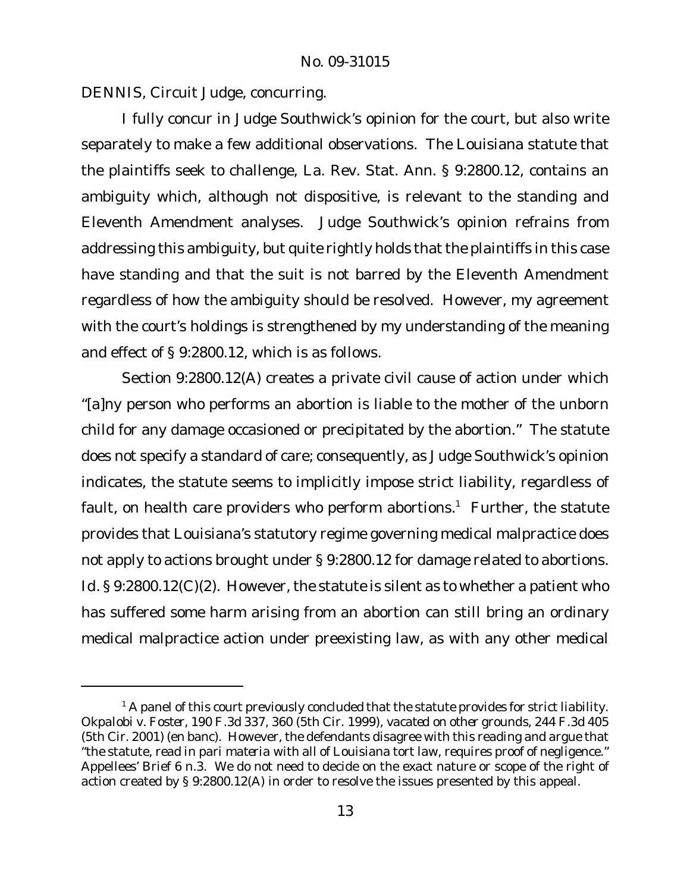DENNIS, Circuit Judge, concurring.

I fully concur in Judge Southwick's opinion for the court, but also write separately to make a few additional observations. The Louisiana statute that the plaintiffs seek to challenge, La. Rev. Stat. Ann. § 9:2800.12, contains an ambiguity which, although not dispositive, is relevant to the standing and Eleventh Amendment analyses. Judge Southwick's opinion refrains from addressing this ambiguity, but quite rightly holds that the plaintiffs in this case have standing and that the suit is not barred by the Eleventh Amendment regardless of how the ambiguity should be resolved. However, my agreement with the court's holdings is strengthened by my understanding of the meaning and effect of § 9:2800.12, which is as follows.

Section 9:2800.12(A) creates a private civil cause of action under which "[a]ny person who performs an abortion is liable to the mother of the unborn child for any damage occasioned or precipitated by the abortion." The statute does not specify a standard of care; consequently, as Judge Southwick's opinion indicates, the statute seems to implicitly impose strict liability, regardless of fault, on health care providers who perform abortions.[1] Further, the statute provides that Louisiana's statutory regime governing medical malpractice does not apply to actions brought under § 9:2800.12 for damage related to abortions. *Id.* § 9:2800.12(C)(2). However, the statute is silent as to whether a patient who has suffered some harm arising from an abortion can still bring an ordinary medical malpractice action under preexisting law, as with any other medical

---

[1] A panel of this court previously concluded that the statute provides for strict liability. *Okpalobi v. Foster*, 190 F.3d 337, 360 (5th Cir. 1999), *vacated on other grounds*, 244 F.3d 405 (5th Cir. 2001) (en banc). However, the defendants disagree with this reading and argue that "the statute, read *in pari materia* with all of Louisiana tort law, requires proof of negligence." Appellees' Brief 6 n.3. We do not need to decide on the exact nature or scope of the right of action created by § 9:2800.12(A) in order to resolve the issues presented by this appeal.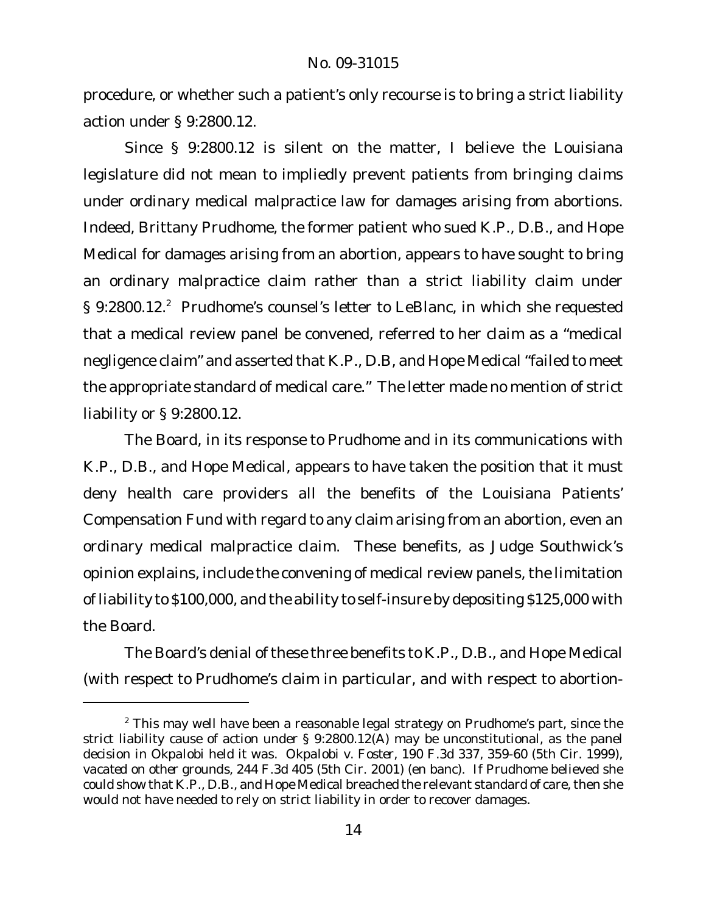procedure, or whether such a patient's only recourse is to bring a strict liability action under § 9:2800.12.

Since § 9:2800.12 is silent on the matter, I believe the Louisiana legislature did not mean to impliedly prevent patients from bringing claims under ordinary medical malpractice law for damages arising from abortions. Indeed, Brittany Prudhome, the former patient who sued K.P., D.B., and Hope Medical for damages arising from an abortion, appears to have sought to bring an ordinary malpractice claim rather than a strict liability claim under § 9:2800.12.[2] Prudhome's counsel's letter to LeBlanc, in which she requested that a medical review panel be convened, referred to her claim as a "medical negligence claim" and asserted that K.P., D.B, and Hope Medical "failed to meet the appropriate standard of medical care." The letter made no mention of strict liability or § 9:2800.12.

The Board, in its response to Prudhome and in its communications with K.P., D.B., and Hope Medical, appears to have taken the position that it must deny health care providers all the benefits of the Louisiana Patients' Compensation Fund with regard to any claim arising from an abortion, even an ordinary medical malpractice claim. These benefits, as Judge Southwick's opinion explains, include the convening of medical review panels, the limitation of liability to $100,000, and the ability to self-insure by depositing $125,000 with the Board.

The Board's denial of these three benefits to K.P., D.B., and Hope Medical (with respect to Prudhome's claim in particular, and with respect to abortion-

[2] This may well have been a reasonable legal strategy on Prudhome's part, since the strict liability cause of action under § 9:2800.12(A) may be unconstitutional, as the panel decision in *Okpalobi* held it was. *Okpalobi v. Foster*, 190 F.3d 337, 359-60 (5th Cir. 1999), *vacated on other grounds*, 244 F.3d 405 (5th Cir. 2001) (en banc). If Prudhome believed she could show that K.P., D.B., and Hope Medical breached the relevant standard of care, then she would not have needed to rely on strict liability in order to recover damages.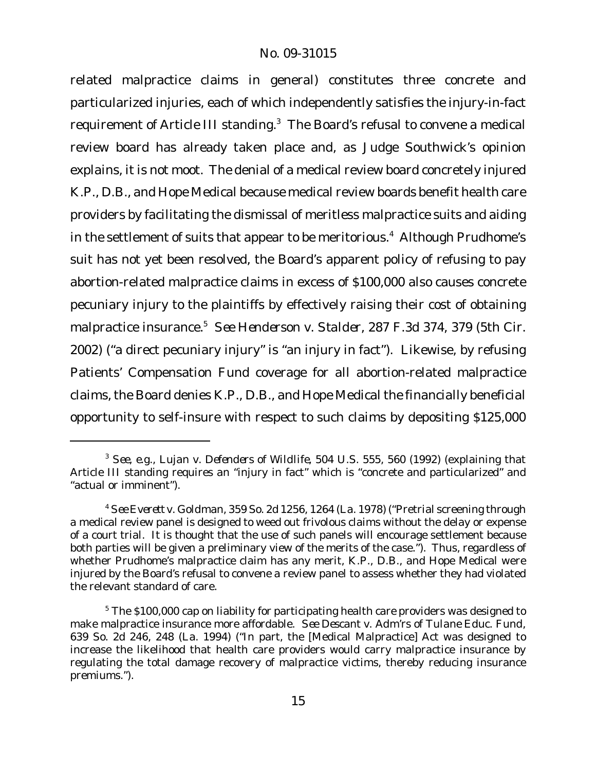related malpractice claims in general) constitutes three concrete and particularized injuries, each of which independently satisfies the injury-in-fact requirement of Article III standing.[3] The Board's refusal to convene a medical review board has already taken place and, as Judge Southwick's opinion explains, it is not moot. The denial of a medical review board concretely injured K.P., D.B., and Hope Medical because medical review boards benefit health care providers by facilitating the dismissal of meritless malpractice suits and aiding in the settlement of suits that appear to be meritorious.[4] Although Prudhome's suit has not yet been resolved, the Board's apparent policy of refusing to pay abortion-related malpractice claims in excess of $100,000 also causes concrete pecuniary injury to the plaintiffs by effectively raising their cost of obtaining malpractice insurance.[5] *See Henderson v. Stalder*, 287 F.3d 374, 379 (5th Cir. 2002) ("a direct pecuniary injury" is "an injury in fact"). Likewise, by refusing Patients' Compensation Fund coverage for all abortion-related malpractice claims, the Board denies K.P., D.B., and Hope Medical the financially beneficial opportunity to self-insure with respect to such claims by depositing $125,000

---

[3] *See, e.g.*, *Lujan v. Defenders of Wildlife*, 504 U.S. 555, 560 (1992) (explaining that Article III standing requires an "injury in fact" which is "concrete and particularized" and "actual or imminent").

[4] *See Everett v. Goldman*, 359 So. 2d 1256, 1264 (La. 1978) ("Pretrial screening through a medical review panel is designed to weed out frivolous claims without the delay or expense of a court trial. It is thought that the use of such panels will encourage settlement because both parties will be given a preliminary view of the merits of the case."). Thus, regardless of whether Prudhome's malpractice claim has any merit, K.P., D.B., and Hope Medical were injured by the Board's refusal to convene a review panel to assess whether they had violated the relevant standard of care.

[5] The $100,000 cap on liability for participating health care providers was designed to make malpractice insurance more affordable. *See Descant v. Adm'rs of Tulane Educ. Fund*, 639 So. 2d 246, 248 (La. 1994) ("In part, the [Medical Malpractice] Act was designed to increase the likelihood that health care providers would carry malpractice insurance by regulating the total damage recovery of malpractice victims, thereby reducing insurance premiums.").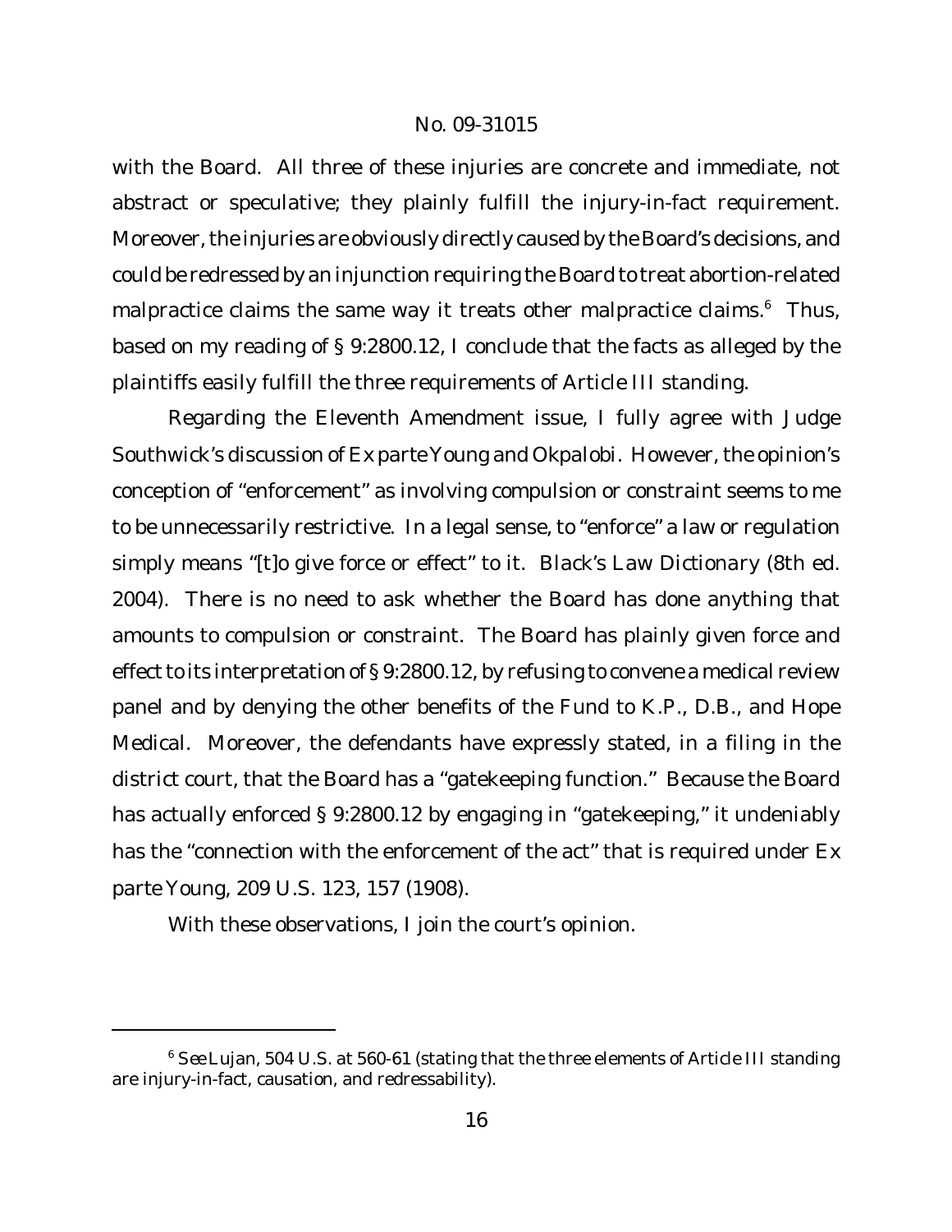with the Board. All three of these injuries are concrete and immediate, not abstract or speculative; they plainly fulfill the injury-in-fact requirement. Moreover, the injuries are obviously directly caused by the Board's decisions, and could be redressed by an injunction requiring the Board to treat abortion-related malpractice claims the same way it treats other malpractice claims.[6] Thus, based on my reading of § 9:2800.12, I conclude that the facts as alleged by the plaintiffs easily fulfill the three requirements of Article III standing.

Regarding the Eleventh Amendment issue, I fully agree with Judge Southwick's discussion of *Ex parte Young* and *Okpalobi*. However, the opinion's conception of "enforcement" as involving compulsion or constraint seems to me to be unnecessarily restrictive. In a legal sense, to "enforce" a law or regulation simply means "[t]o give force or effect" to it. *Black's Law Dictionary* (8th ed. 2004). There is no need to ask whether the Board has done anything that amounts to compulsion or constraint. The Board has plainly given force and effect to its interpretation of § 9:2800.12, by refusing to convene a medical review panel and by denying the other benefits of the Fund to K.P., D.B., and Hope Medical. Moreover, the defendants have expressly stated, in a filing in the district court, that the Board has a "gatekeeping function." Because the Board has actually enforced § 9:2800.12 by engaging in "gatekeeping," it undeniably has the "connection with the enforcement of the act" that is required under *Ex parte Young*, 209 U.S. 123, 157 (1908).

With these observations, I join the court's opinion.

---

[6] *See Lujan*, 504 U.S. at 560-61 (stating that the three elements of Article III standing are injury-in-fact, causation, and redressability).